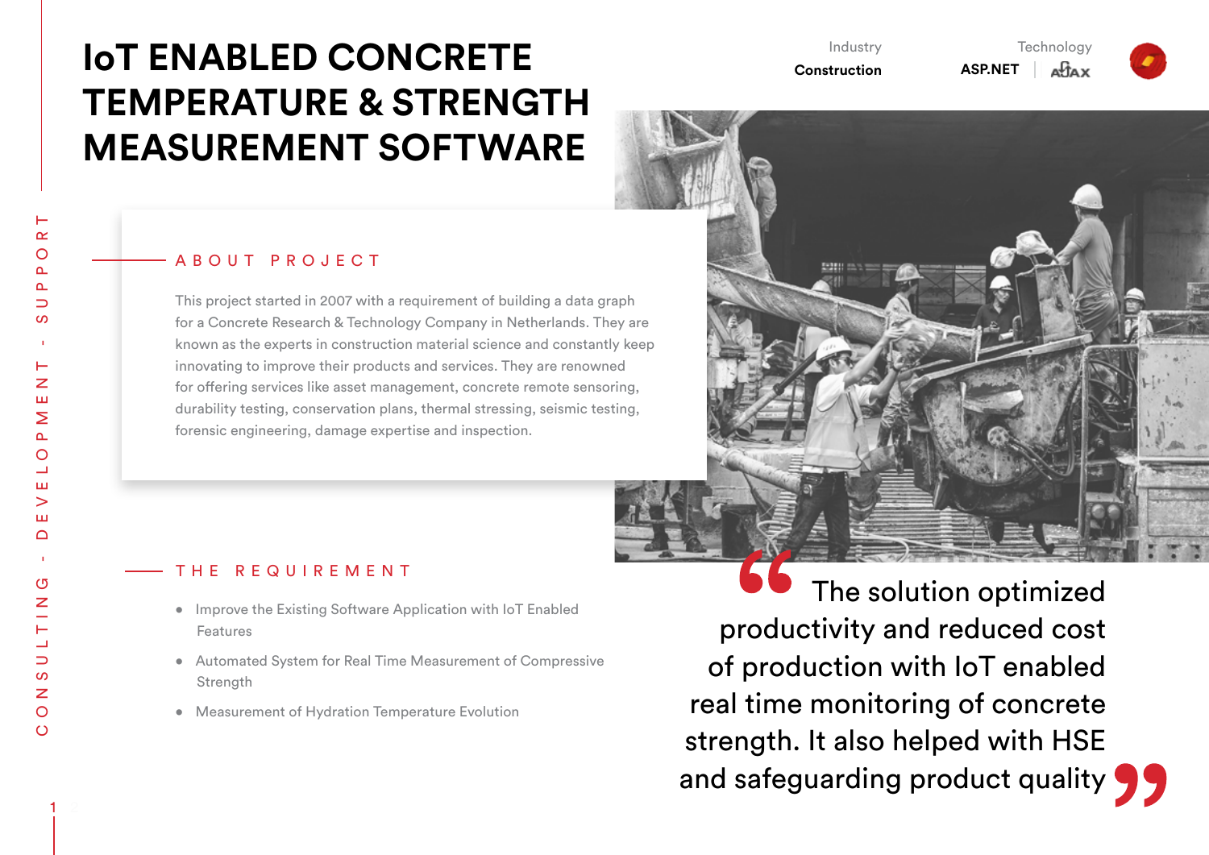# IoT ENABLED CONCRETE TEMPERATURE & STRENGTH MEASUREMENT SOFTWARE

Industry
**Construction**

Technology
**ASP.NET** | AJAX

CONSULTING - DEVELOPMENT - SUPPORT

## ABOUT PROJECT

This project started in 2007 with a requirement of building a data graph for a Concrete Research & Technology Company in Netherlands. They are known as the experts in construction material science and constantly keep innovating to improve their products and services. They are renowned for offering services like asset management, concrete remote sensoring, durability testing, conservation plans, thermal stressing, seismic testing, forensic engineering, damage expertise and inspection.

## THE REQUIREMENT

- Improve the Existing Software Application with IoT Enabled Features
- Automated System for Real Time Measurement of Compressive Strength
- Measurement of Hydration Temperature Evolution

> "The solution optimized productivity and reduced cost of production with IoT enabled real time monitoring of concrete strength. It also helped with HSE and safeguarding product quality"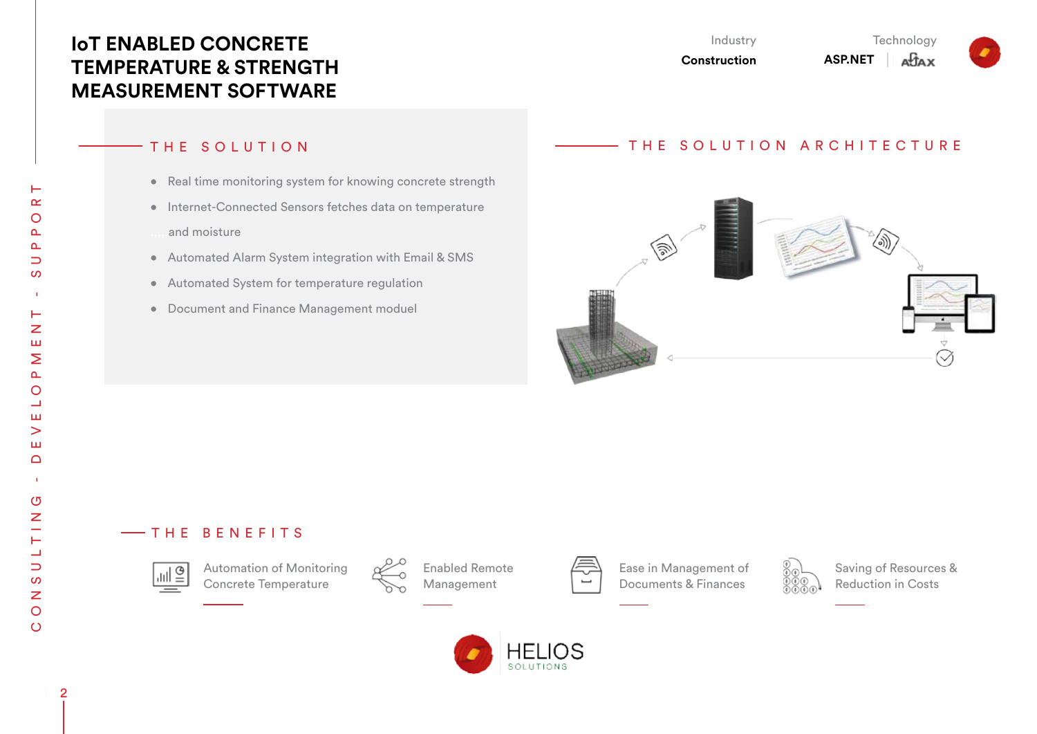# IoT ENABLED CONCRETE TEMPERATURE & STRENGTH MEASUREMENT SOFTWARE

Industry
**Construction**

Technology
**ASP.NET** | AJAX

## THE SOLUTION

- Real time monitoring system for knowing concrete strength
- Internet-Connected Sensors fetches data on temperature and moisture
- Automated Alarm System integration with Email & SMS
- Automated System for temperature regulation
- Document and Finance Management moduel

## THE SOLUTION ARCHITECTURE

## THE BENEFITS

- Automation of Monitoring Concrete Temperature
- Enabled Remote Management
- Ease in Management of Documents & Finances
- Saving of Resources & Reduction in Costs

HELIOS SOLUTIONS

CONSULTING - DEVELOPMENT - SUPPORT